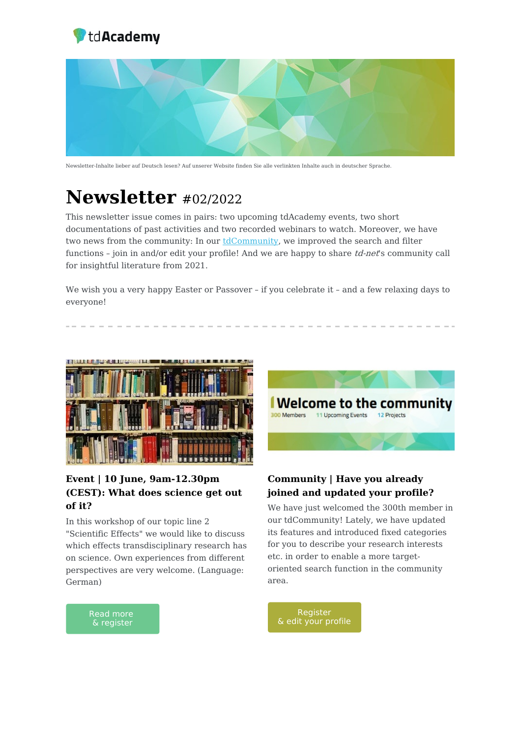tdAcademy

Newsletter-Inhalte lieber auf Deutsch lesen? Auf unserer Website finden Sie alle verlinkten Inhalte auch in deutscher Sprache.

# Newsletter #02/2022

This newsletter issue comes in pairs: two upcoming tdAcademy events, two short documentations of past activities and two recorded webinars to watch. Moreover, we have two news from the community: In our tdCommunity, we improved the search and filter functions – join in and/or edit your profile! And we are happy to share *td-net*'s community call for insightful literature from 2021.

We wish you a very happy Easter or Passover – if you celebrate it – and a few relaxing days to everyone!

---

### Event | 10 June, 9am-12.30pm (CEST): What does science get out of it?

In this workshop of our topic line 2 "Scientific Effects" we would like to discuss which effects transdisciplinary research has on science. Own experiences from different perspectives are very welcome. (Language: German)

Read more & register

### Community | Have you already joined and updated your profile?

We have just welcomed the 300th member in our tdCommunity! Lately, we have updated its features and introduced fixed categories for you to describe your research interests etc. in order to enable a more target-oriented search function in the community area.

Register & edit your profile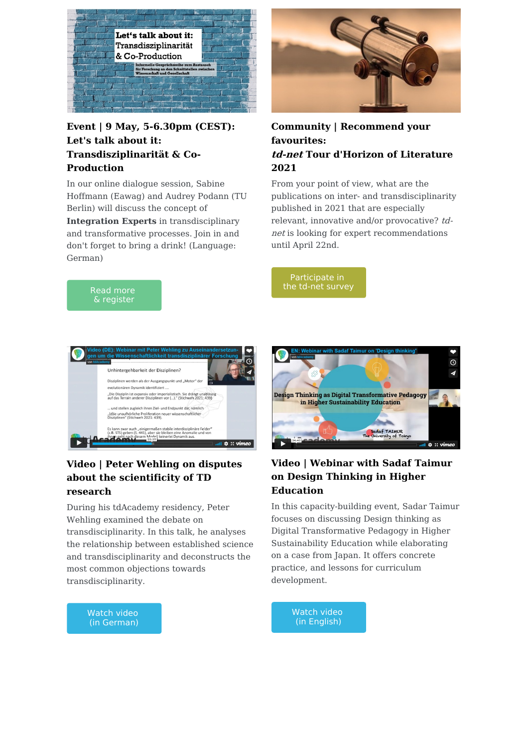### Event | 9 May, 5-6.30pm (CEST): Let's talk about it: Transdisziplinarität & Co-Production

In our online dialogue session, Sabine Hoffmann (Eawag) and Audrey Podann (TU Berlin) will discuss the concept of **Integration Experts** in transdisciplinary and transformative processes. Join in and don't forget to bring a drink! (Language: German)

Read more & register

### Community | Recommend your favourites: *td-net* Tour d'Horizon of Literature 2021

From your point of view, what are the publications on inter- and transdisciplinarity published in 2021 that are especially relevant, innovative and/or provocative? *td-net* is looking for expert recommendations until April 22nd.

Participate in the td-net survey

### Video | Peter Wehling on disputes about the scientificity of TD research

During his tdAcademy residency, Peter Wehling examined the debate on transdisciplinarity. In this talk, he analyses the relationship between established science and transdisciplinarity and deconstructs the most common objections towards transdisciplinarity.

Watch video (in German)

### Video | Webinar with Sadaf Taimur on Design Thinking in Higher Education

In this capacity-building event, Sadar Taimur focuses on discussing Design thinking as Digital Transformative Pedagogy in Higher Sustainability Education while elaborating on a case from Japan. It offers concrete practice, and lessons for curriculum development.

Watch video (in English)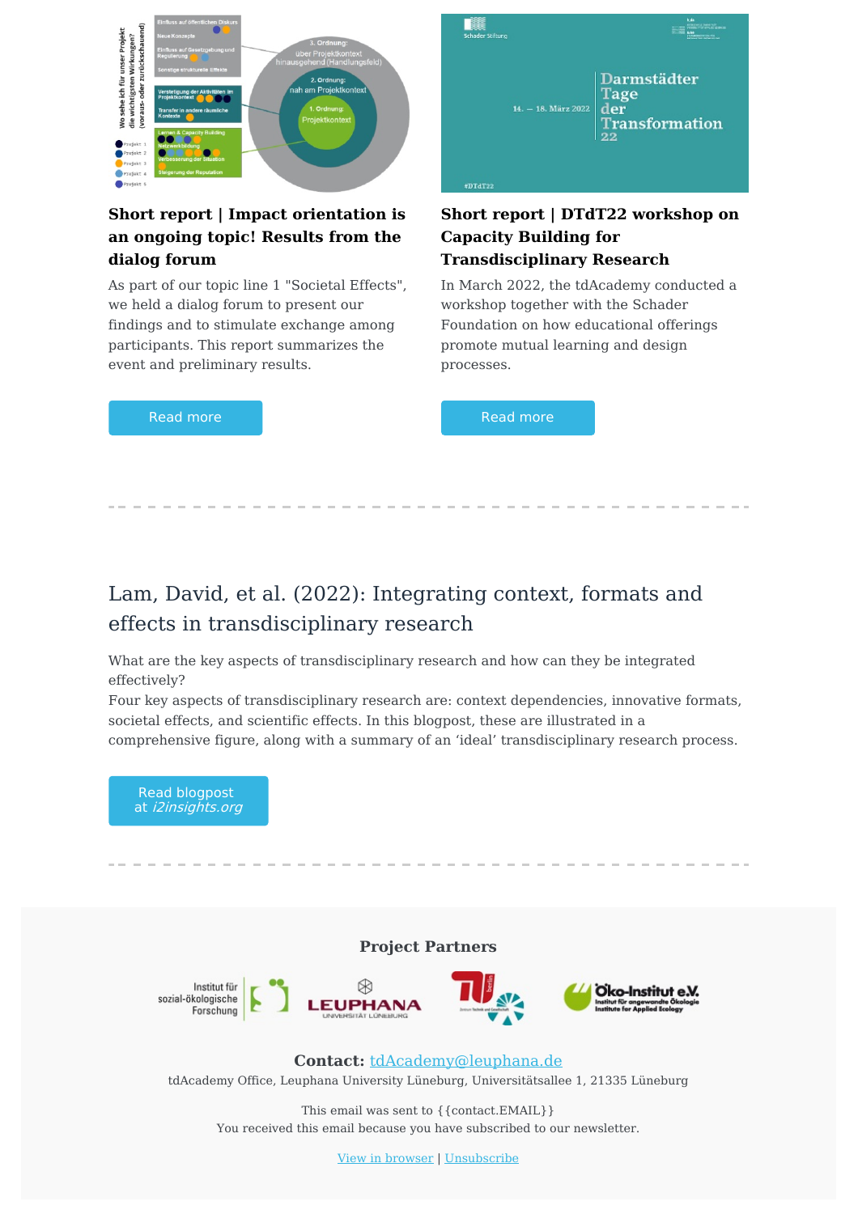### Short report | Impact orientation is an ongoing topic! Results from the dialog forum

As part of our topic line 1 "Societal Effects", we held a dialog forum to present our findings and to stimulate exchange among participants. This report summarizes the event and preliminary results.

Read more

### Short report | DTdT22 workshop on Capacity Building for Transdisciplinary Research

In March 2022, the tdAcademy conducted a workshop together with the Schader Foundation on how educational offerings promote mutual learning and design processes.

Read more

---

## Lam, David, et al. (2022): Integrating context, formats and effects in transdisciplinary research

What are the key aspects of transdisciplinary research and how can they be integrated effectively?
Four key aspects of transdisciplinary research are: context dependencies, innovative formats, societal effects, and scientific effects. In this blogpost, these are illustrated in a comprehensive figure, along with a summary of an 'ideal' transdisciplinary research process.

Read blogpost at *i2insights.org*

---

**Project Partners**

**Contact:** tdAcademy@leuphana.de

tdAcademy Office, Leuphana University Lüneburg, Universitätsallee 1, 21335 Lüneburg

This email was sent to {{contact.EMAIL}}
You received this email because you have subscribed to our newsletter.

View in browser | Unsubscribe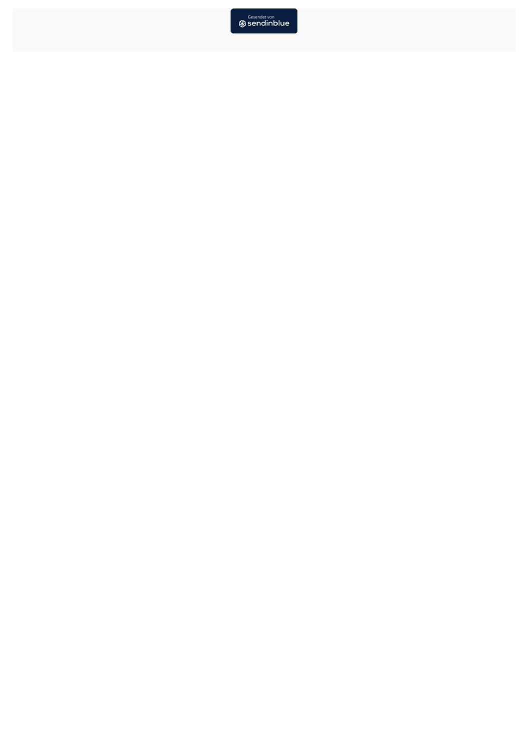Gesendet von sendinblue